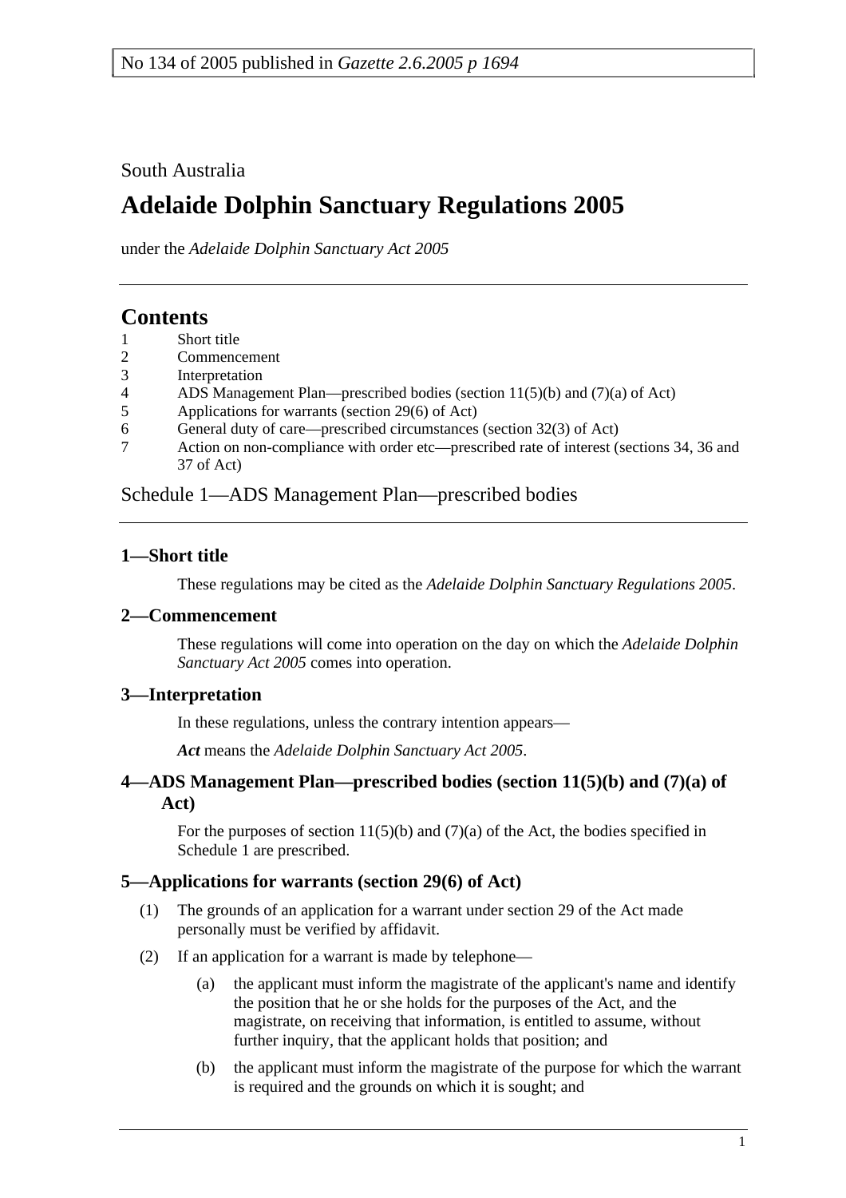No 134 of 2005 published in *Gazette 2.6.2005 p 1694*

South Australia

# Adelaide Dolphin Sanctuary Regulations 2005

under the *Adelaide Dolphin Sanctuary Act 2005*

## Contents

1 Short title
2 Commencement
3 Interpretation
4 ADS Management Plan—prescribed bodies (section 11(5)(b) and (7)(a) of Act)
5 Applications for warrants (section 29(6) of Act)
6 General duty of care—prescribed circumstances (section 32(3) of Act)
7 Action on non-compliance with order etc—prescribed rate of interest (sections 34, 36 and 37 of Act)

Schedule 1—ADS Management Plan—prescribed bodies

### 1—Short title

These regulations may be cited as the *Adelaide Dolphin Sanctuary Regulations 2005*.

### 2—Commencement

These regulations will come into operation on the day on which the *Adelaide Dolphin Sanctuary Act 2005* comes into operation.

### 3—Interpretation

In these regulations, unless the contrary intention appears—

***Act*** means the *Adelaide Dolphin Sanctuary Act 2005*.

### 4—ADS Management Plan—prescribed bodies (section 11(5)(b) and (7)(a) of Act)

For the purposes of section 11(5)(b) and (7)(a) of the Act, the bodies specified in Schedule 1 are prescribed.

### 5—Applications for warrants (section 29(6) of Act)

(1) The grounds of an application for a warrant under section 29 of the Act made personally must be verified by affidavit.

(2) If an application for a warrant is made by telephone—

(a) the applicant must inform the magistrate of the applicant's name and identify the position that he or she holds for the purposes of the Act, and the magistrate, on receiving that information, is entitled to assume, without further inquiry, that the applicant holds that position; and

(b) the applicant must inform the magistrate of the purpose for which the warrant is required and the grounds on which it is sought; and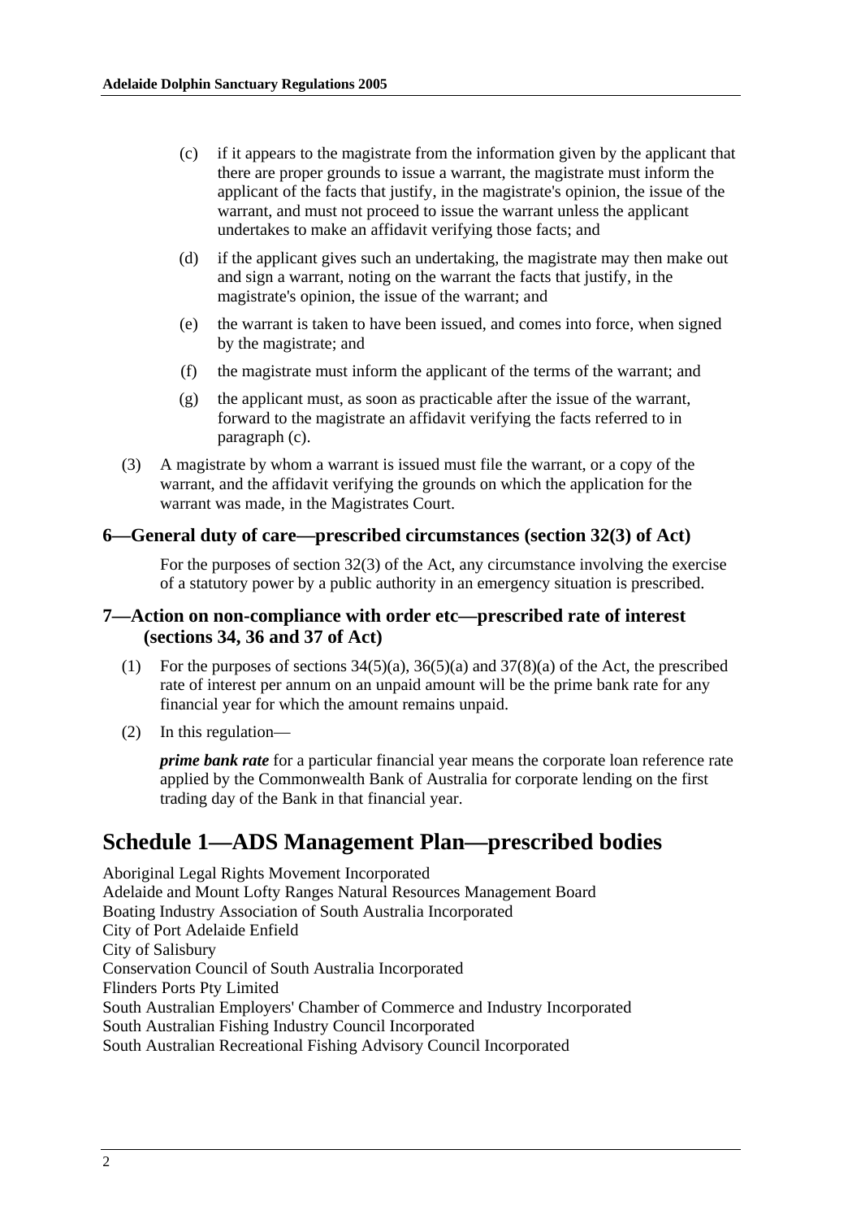(c) if it appears to the magistrate from the information given by the applicant that there are proper grounds to issue a warrant, the magistrate must inform the applicant of the facts that justify, in the magistrate's opinion, the issue of the warrant, and must not proceed to issue the warrant unless the applicant undertakes to make an affidavit verifying those facts; and

(d) if the applicant gives such an undertaking, the magistrate may then make out and sign a warrant, noting on the warrant the facts that justify, in the magistrate's opinion, the issue of the warrant; and

(e) the warrant is taken to have been issued, and comes into force, when signed by the magistrate; and

(f) the magistrate must inform the applicant of the terms of the warrant; and

(g) the applicant must, as soon as practicable after the issue of the warrant, forward to the magistrate an affidavit verifying the facts referred to in paragraph (c).

(3) A magistrate by whom a warrant is issued must file the warrant, or a copy of the warrant, and the affidavit verifying the grounds on which the application for the warrant was made, in the Magistrates Court.

### 6—General duty of care—prescribed circumstances (section 32(3) of Act)

For the purposes of section 32(3) of the Act, any circumstance involving the exercise of a statutory power by a public authority in an emergency situation is prescribed.

### 7—Action on non-compliance with order etc—prescribed rate of interest (sections 34, 36 and 37 of Act)

(1) For the purposes of sections 34(5)(a), 36(5)(a) and 37(8)(a) of the Act, the prescribed rate of interest per annum on an unpaid amount will be the prime bank rate for any financial year for which the amount remains unpaid.

(2) In this regulation—

***prime bank rate*** for a particular financial year means the corporate loan reference rate applied by the Commonwealth Bank of Australia for corporate lending on the first trading day of the Bank in that financial year.

## Schedule 1—ADS Management Plan—prescribed bodies

Aboriginal Legal Rights Movement Incorporated
Adelaide and Mount Lofty Ranges Natural Resources Management Board
Boating Industry Association of South Australia Incorporated
City of Port Adelaide Enfield
City of Salisbury
Conservation Council of South Australia Incorporated
Flinders Ports Pty Limited
South Australian Employers' Chamber of Commerce and Industry Incorporated
South Australian Fishing Industry Council Incorporated
South Australian Recreational Fishing Advisory Council Incorporated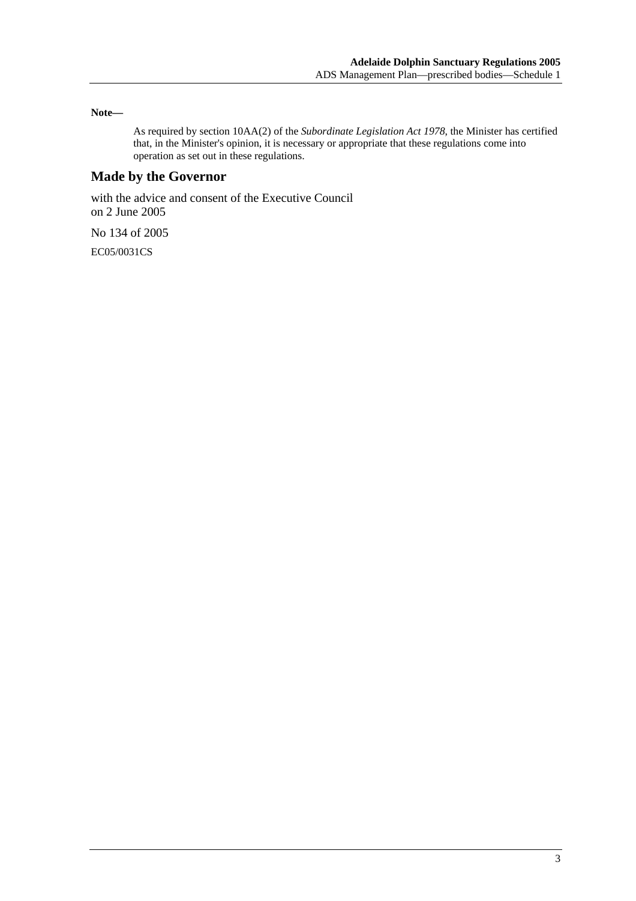**Note—**

> As required by section 10AA(2) of the *Subordinate Legislation Act 1978*, the Minister has certified that, in the Minister's opinion, it is necessary or appropriate that these regulations come into operation as set out in these regulations.

## Made by the Governor

with the advice and consent of the Executive Council
on 2 June 2005

No 134 of 2005

EC05/0031CS